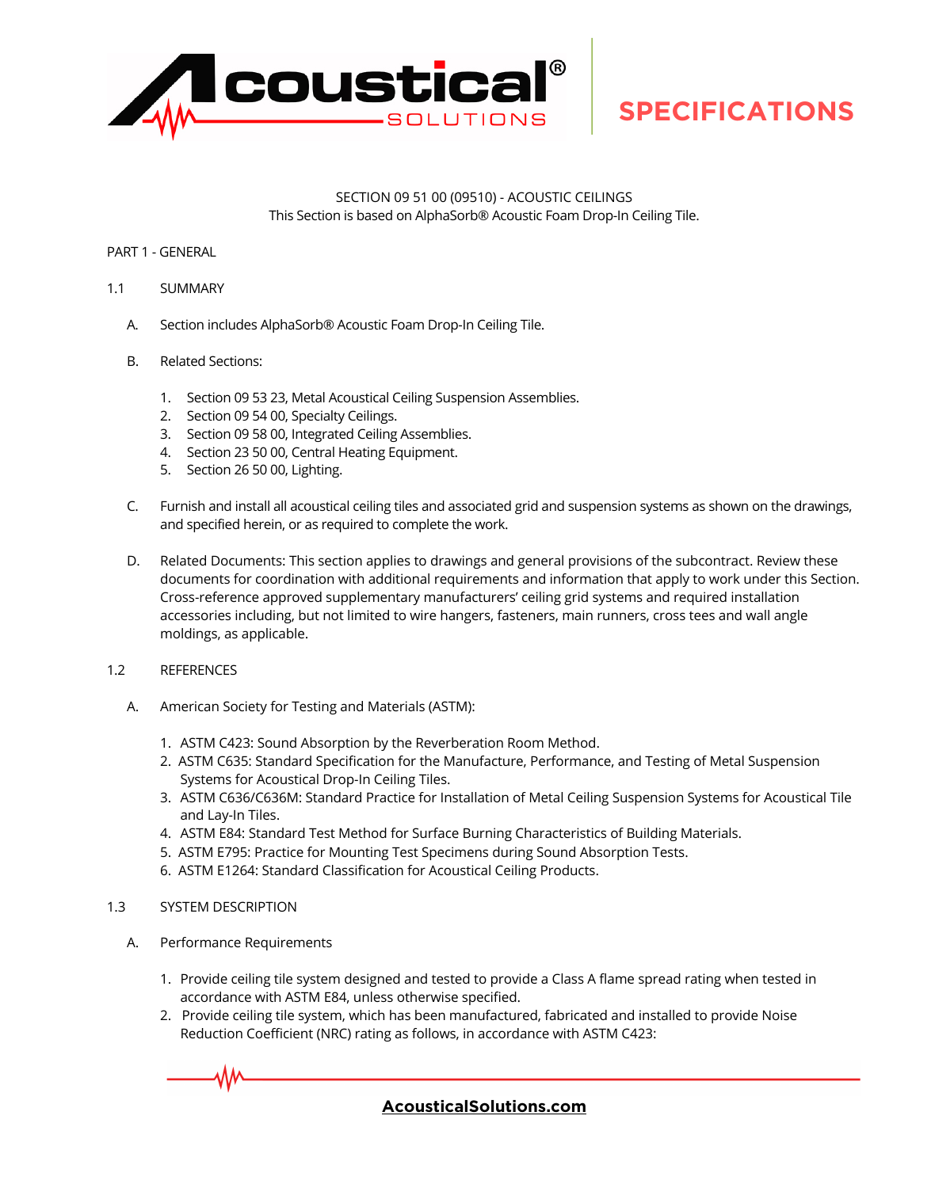# SPECIFICATIONS

SECTION 09 51 00 (09510) - ACOUSTIC CEILINGS
This Section is based on AlphaSorb® Acoustic Foam Drop-In Ceiling Tile.

## PART 1 - GENERAL

### 1.1 SUMMARY

A. Section includes AlphaSorb® Acoustic Foam Drop-In Ceiling Tile.

B. Related Sections:

1. Section 09 53 23, Metal Acoustical Ceiling Suspension Assemblies.
2. Section 09 54 00, Specialty Ceilings.
3. Section 09 58 00, Integrated Ceiling Assemblies.
4. Section 23 50 00, Central Heating Equipment.
5. Section 26 50 00, Lighting.

C. Furnish and install all acoustical ceiling tiles and associated grid and suspension systems as shown on the drawings, and specified herein, or as required to complete the work.

D. Related Documents: This section applies to drawings and general provisions of the subcontract. Review these documents for coordination with additional requirements and information that apply to work under this Section. Cross-reference approved supplementary manufacturers' ceiling grid systems and required installation accessories including, but not limited to wire hangers, fasteners, main runners, cross tees and wall angle moldings, as applicable.

### 1.2 REFERENCES

A. American Society for Testing and Materials (ASTM):

1. ASTM C423: Sound Absorption by the Reverberation Room Method.
2. ASTM C635: Standard Specification for the Manufacture, Performance, and Testing of Metal Suspension Systems for Acoustical Drop-In Ceiling Tiles.
3. ASTM C636/C636M: Standard Practice for Installation of Metal Ceiling Suspension Systems for Acoustical Tile and Lay-In Tiles.
4. ASTM E84: Standard Test Method for Surface Burning Characteristics of Building Materials.
5. ASTM E795: Practice for Mounting Test Specimens during Sound Absorption Tests.
6. ASTM E1264: Standard Classification for Acoustical Ceiling Products.

### 1.3 SYSTEM DESCRIPTION

A. Performance Requirements

1. Provide ceiling tile system designed and tested to provide a Class A flame spread rating when tested in accordance with ASTM E84, unless otherwise specified.
2. Provide ceiling tile system, which has been manufactured, fabricated and installed to provide Noise Reduction Coefficient (NRC) rating as follows, in accordance with ASTM C423: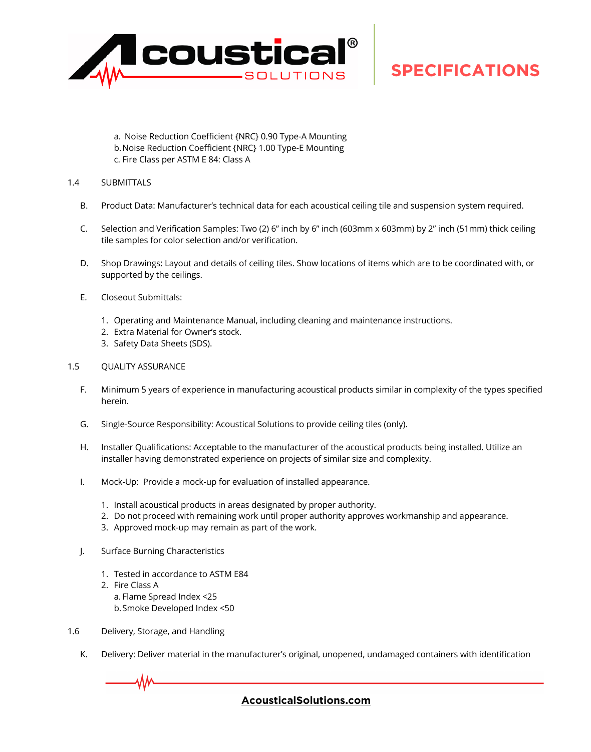a. Noise Reduction Coefficient {NRC} 0.90 Type-A Mounting
b. Noise Reduction Coefficient {NRC} 1.00 Type-E Mounting
c. Fire Class per ASTM E 84: Class A

1.4 SUBMITTALS

B. Product Data: Manufacturer's technical data for each acoustical ceiling tile and suspension system required.

C. Selection and Verification Samples: Two (2) 6" inch by 6" inch (603mm x 603mm) by 2" inch (51mm) thick ceiling tile samples for color selection and/or verification.

D. Shop Drawings: Layout and details of ceiling tiles. Show locations of items which are to be coordinated with, or supported by the ceilings.

E. Closeout Submittals:

1. Operating and Maintenance Manual, including cleaning and maintenance instructions.
2. Extra Material for Owner's stock.
3. Safety Data Sheets (SDS).

1.5 QUALITY ASSURANCE

F. Minimum 5 years of experience in manufacturing acoustical products similar in complexity of the types specified herein.

G. Single-Source Responsibility: Acoustical Solutions to provide ceiling tiles (only).

H. Installer Qualifications: Acceptable to the manufacturer of the acoustical products being installed. Utilize an installer having demonstrated experience on projects of similar size and complexity.

I. Mock-Up: Provide a mock-up for evaluation of installed appearance.

1. Install acoustical products in areas designated by proper authority.
2. Do not proceed with remaining work until proper authority approves workmanship and appearance.
3. Approved mock-up may remain as part of the work.

J. Surface Burning Characteristics

1. Tested in accordance to ASTM E84
2. Fire Class A
   a. Flame Spread Index <25
   b. Smoke Developed Index <50

1.6 Delivery, Storage, and Handling

K. Delivery: Deliver material in the manufacturer's original, unopened, undamaged containers with identification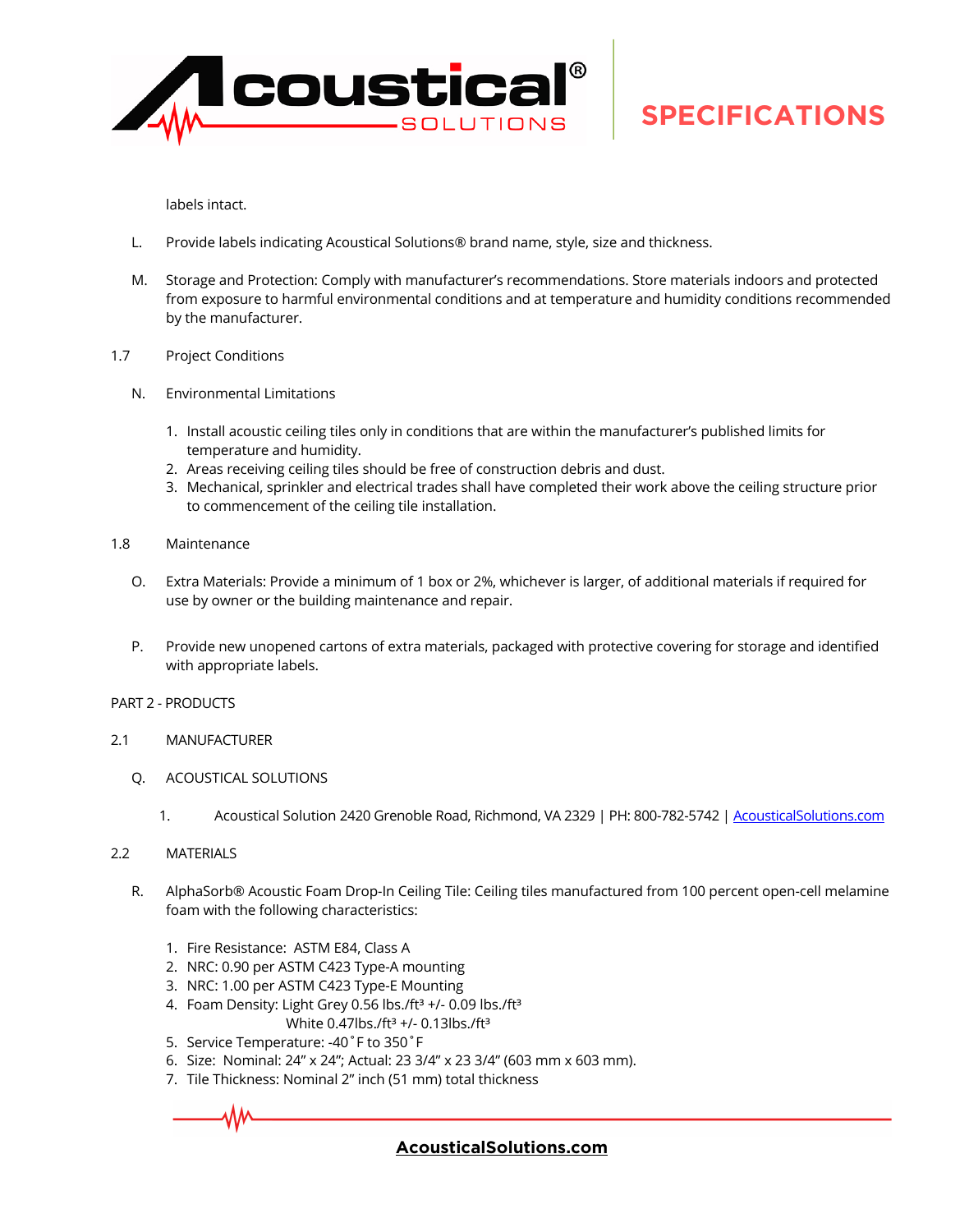labels intact.

L. Provide labels indicating Acoustical Solutions® brand name, style, size and thickness.

M. Storage and Protection: Comply with manufacturer's recommendations. Store materials indoors and protected from exposure to harmful environmental conditions and at temperature and humidity conditions recommended by the manufacturer.

1.7 Project Conditions

N. Environmental Limitations

1. Install acoustic ceiling tiles only in conditions that are within the manufacturer's published limits for temperature and humidity.
2. Areas receiving ceiling tiles should be free of construction debris and dust.
3. Mechanical, sprinkler and electrical trades shall have completed their work above the ceiling structure prior to commencement of the ceiling tile installation.

1.8 Maintenance

O. Extra Materials: Provide a minimum of 1 box or 2%, whichever is larger, of additional materials if required for use by owner or the building maintenance and repair.

P. Provide new unopened cartons of extra materials, packaged with protective covering for storage and identified with appropriate labels.

PART 2 - PRODUCTS

2.1 MANUFACTURER

Q. ACOUSTICAL SOLUTIONS

1. Acoustical Solution 2420 Grenoble Road, Richmond, VA 2329 | PH: 800-782-5742 | AcousticalSolutions.com

2.2 MATERIALS

R. AlphaSorb® Acoustic Foam Drop-In Ceiling Tile: Ceiling tiles manufactured from 100 percent open-cell melamine foam with the following characteristics:

1. Fire Resistance: ASTM E84, Class A
2. NRC: 0.90 per ASTM C423 Type-A mounting
3. NRC: 1.00 per ASTM C423 Type-E Mounting
4. Foam Density: Light Grey 0.56 lbs./ft³ +/- 0.09 lbs./ft³
   White 0.47lbs./ft³ +/- 0.13lbs./ft³
5. Service Temperature: -40˚F to 350˚F
6. Size: Nominal: 24" x 24"; Actual: 23 3/4" x 23 3/4" (603 mm x 603 mm).
7. Tile Thickness: Nominal 2" inch (51 mm) total thickness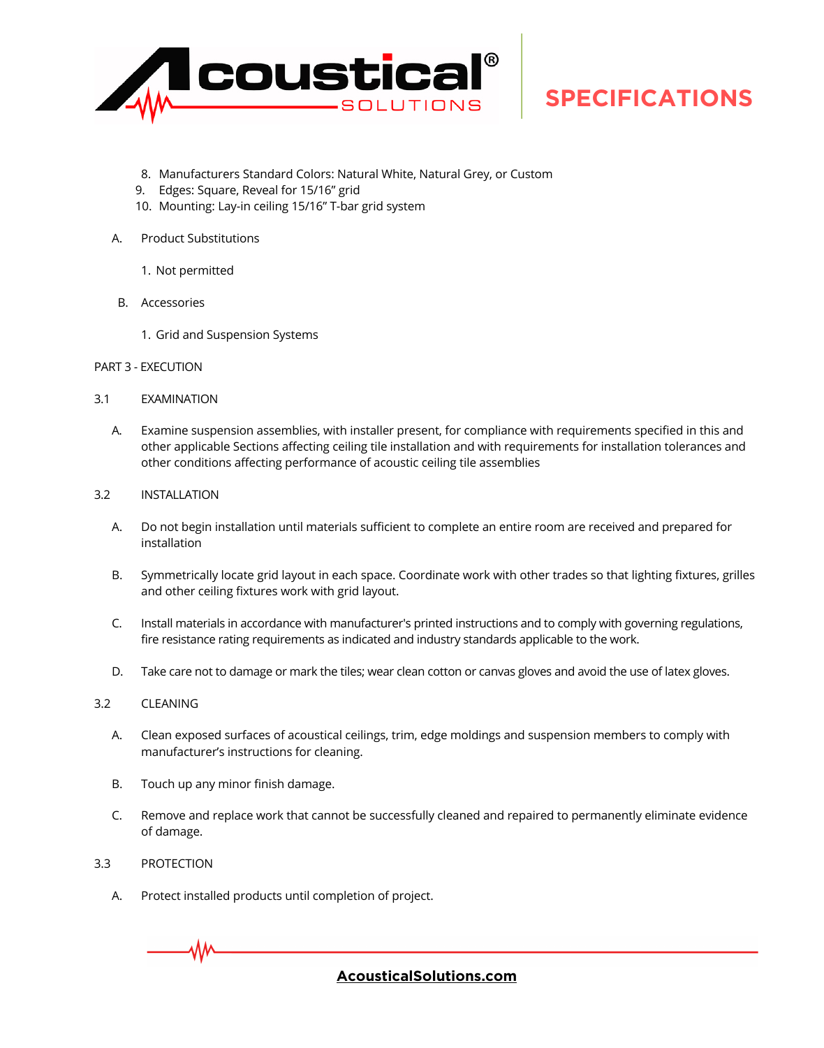8. Manufacturers Standard Colors: Natural White, Natural Grey, or Custom
9. Edges: Square, Reveal for 15/16” grid
10. Mounting: Lay-in ceiling 15/16” T-bar grid system

A. Product Substitutions

1. Not permitted

B. Accessories

1. Grid and Suspension Systems

PART 3 - EXECUTION

3.1 EXAMINATION

A. Examine suspension assemblies, with installer present, for compliance with requirements specified in this and other applicable Sections affecting ceiling tile installation and with requirements for installation tolerances and other conditions affecting performance of acoustic ceiling tile assemblies

3.2 INSTALLATION

A. Do not begin installation until materials sufficient to complete an entire room are received and prepared for installation

B. Symmetrically locate grid layout in each space. Coordinate work with other trades so that lighting fixtures, grilles and other ceiling fixtures work with grid layout.

C. Install materials in accordance with manufacturer's printed instructions and to comply with governing regulations, fire resistance rating requirements as indicated and industry standards applicable to the work.

D. Take care not to damage or mark the tiles; wear clean cotton or canvas gloves and avoid the use of latex gloves.

3.2 CLEANING

A. Clean exposed surfaces of acoustical ceilings, trim, edge moldings and suspension members to comply with manufacturer’s instructions for cleaning.

B. Touch up any minor finish damage.

C. Remove and replace work that cannot be successfully cleaned and repaired to permanently eliminate evidence of damage.

3.3 PROTECTION

A. Protect installed products until completion of project.